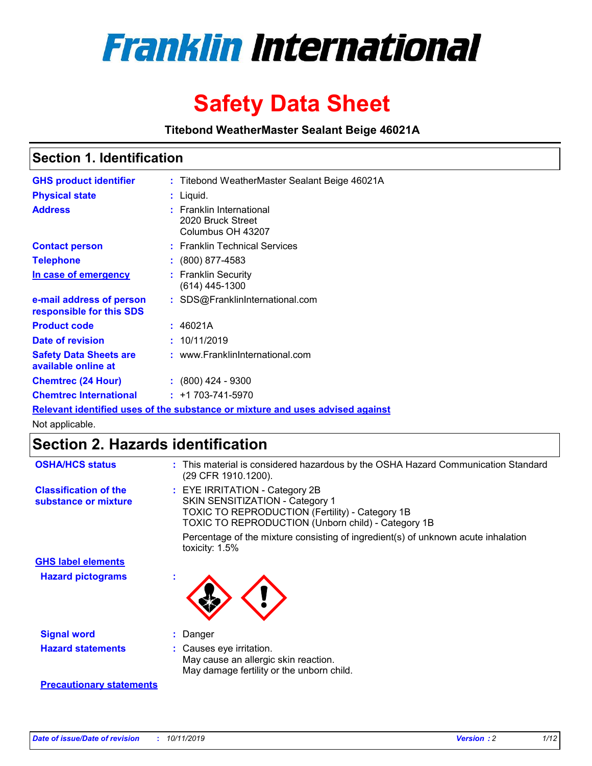# Franklin International

# Safety Data Sheet

**Titebond WeatherMaster Sealant Beige 46021A**

## Section 1. Identification

| | | |
|---|---|---|
| **GHS product identifier** | : | Titebond WeatherMaster Sealant Beige 46021A |
| **Physical state** | : | Liquid. |
| **Address** | : | Franklin International<br>2020 Bruck Street<br>Columbus OH 43207 |
| **Contact person** | : | Franklin Technical Services |
| **Telephone** | : | (800) 877-4583 |
| **In case of emergency** | : | Franklin Security<br>(614) 445-1300 |
| **e-mail address of person responsible for this SDS** | : | SDS@FranklinInternational.com |
| **Product code** | : | 46021A |
| **Date of revision** | : | 10/11/2019 |
| **Safety Data Sheets are available online at** | : | www.FranklinInternational.com |
| **Chemtrec (24 Hour)** | : | (800) 424 - 9300 |
| **Chemtrec International** | : | +1 703-741-5970 |

**Relevant identified uses of the substance or mixture and uses advised against**

Not applicable.

## Section 2. Hazards identification

| | | |
|---|---|---|
| **OSHA/HCS status** | : | This material is considered hazardous by the OSHA Hazard Communication Standard (29 CFR 1910.1200). |
| **Classification of the substance or mixture** | : | EYE IRRITATION - Category 2B<br>SKIN SENSITIZATION - Category 1<br>TOXIC TO REPRODUCTION (Fertility) - Category 1B<br>TOXIC TO REPRODUCTION (Unborn child) - Category 1B<br><br>Percentage of the mixture consisting of ingredient(s) of unknown acute inhalation toxicity: 1.5% |

**GHS label elements**

| | | |
|---|---|---|
| **Hazard pictograms** | : | |
| **Signal word** | : | Danger |
| **Hazard statements** | : | Causes eye irritation.<br>May cause an allergic skin reaction.<br>May damage fertility or the unborn child. |

**Precautionary statements**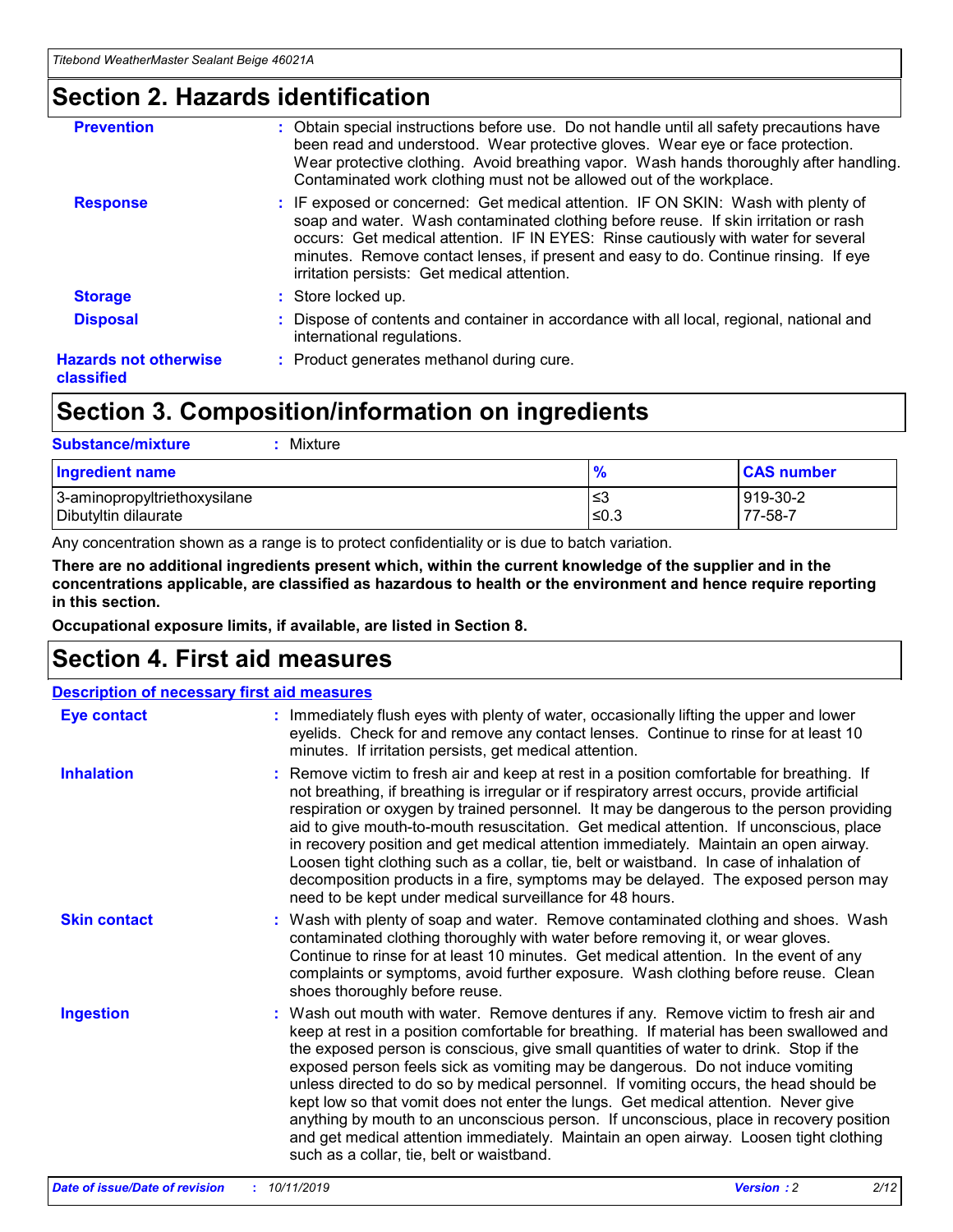## Section 2. Hazards identification

**Prevention** : Obtain special instructions before use. Do not handle until all safety precautions have been read and understood. Wear protective gloves. Wear eye or face protection. Wear protective clothing. Avoid breathing vapor. Wash hands thoroughly after handling. Contaminated work clothing must not be allowed out of the workplace.

**Response** : IF exposed or concerned: Get medical attention. IF ON SKIN: Wash with plenty of soap and water. Wash contaminated clothing before reuse. If skin irritation or rash occurs: Get medical attention. IF IN EYES: Rinse cautiously with water for several minutes. Remove contact lenses, if present and easy to do. Continue rinsing. If eye irritation persists: Get medical attention.

**Storage** : Store locked up.

**Disposal** : Dispose of contents and container in accordance with all local, regional, national and international regulations.

**Hazards not otherwise classified** : Product generates methanol during cure.

## Section 3. Composition/information on ingredients

**Substance/mixture** : Mixture

| Ingredient name | % | CAS number |
|---|---|---|
| 3-aminopropyltriethoxysilane | ≤3 | 919-30-2 |
| Dibutyltin dilaurate | ≤0.3 | 77-58-7 |

Any concentration shown as a range is to protect confidentiality or is due to batch variation.

**There are no additional ingredients present which, within the current knowledge of the supplier and in the concentrations applicable, are classified as hazardous to health or the environment and hence require reporting in this section.**

**Occupational exposure limits, if available, are listed in Section 8.**

## Section 4. First aid measures

**Description of necessary first aid measures**

**Eye contact** : Immediately flush eyes with plenty of water, occasionally lifting the upper and lower eyelids. Check for and remove any contact lenses. Continue to rinse for at least 10 minutes. If irritation persists, get medical attention.

**Inhalation** : Remove victim to fresh air and keep at rest in a position comfortable for breathing. If not breathing, if breathing is irregular or if respiratory arrest occurs, provide artificial respiration or oxygen by trained personnel. It may be dangerous to the person providing aid to give mouth-to-mouth resuscitation. Get medical attention. If unconscious, place in recovery position and get medical attention immediately. Maintain an open airway. Loosen tight clothing such as a collar, tie, belt or waistband. In case of inhalation of decomposition products in a fire, symptoms may be delayed. The exposed person may need to be kept under medical surveillance for 48 hours.

**Skin contact** : Wash with plenty of soap and water. Remove contaminated clothing and shoes. Wash contaminated clothing thoroughly with water before removing it, or wear gloves. Continue to rinse for at least 10 minutes. Get medical attention. In the event of any complaints or symptoms, avoid further exposure. Wash clothing before reuse. Clean shoes thoroughly before reuse.

**Ingestion** : Wash out mouth with water. Remove dentures if any. Remove victim to fresh air and keep at rest in a position comfortable for breathing. If material has been swallowed and the exposed person is conscious, give small quantities of water to drink. Stop if the exposed person feels sick as vomiting may be dangerous. Do not induce vomiting unless directed to do so by medical personnel. If vomiting occurs, the head should be kept low so that vomit does not enter the lungs. Get medical attention. Never give anything by mouth to an unconscious person. If unconscious, place in recovery position and get medical attention immediately. Maintain an open airway. Loosen tight clothing such as a collar, tie, belt or waistband.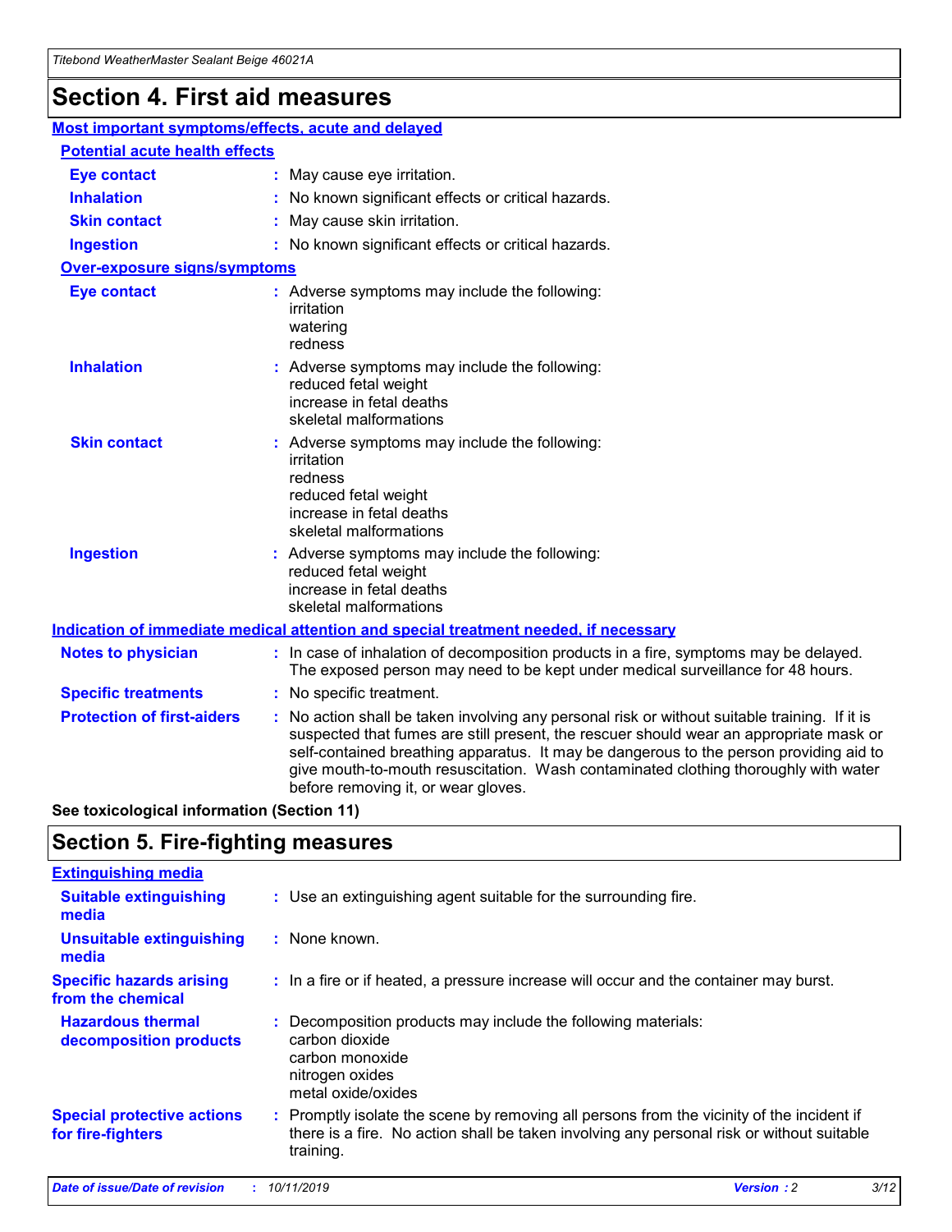# Section 4. First aid measures

## Most important symptoms/effects, acute and delayed

### Potential acute health effects

**Eye contact** : May cause eye irritation.

**Inhalation** : No known significant effects or critical hazards.

**Skin contact** : May cause skin irritation.

**Ingestion** : No known significant effects or critical hazards.

### Over-exposure signs/symptoms

**Eye contact** : Adverse symptoms may include the following:
irritation
watering
redness

**Inhalation** : Adverse symptoms may include the following:
reduced fetal weight
increase in fetal deaths
skeletal malformations

**Skin contact** : Adverse symptoms may include the following:
irritation
redness
reduced fetal weight
increase in fetal deaths
skeletal malformations

**Ingestion** : Adverse symptoms may include the following:
reduced fetal weight
increase in fetal deaths
skeletal malformations

## Indication of immediate medical attention and special treatment needed, if necessary

**Notes to physician** : In case of inhalation of decomposition products in a fire, symptoms may be delayed. The exposed person may need to be kept under medical surveillance for 48 hours.

**Specific treatments** : No specific treatment.

**Protection of first-aiders** : No action shall be taken involving any personal risk or without suitable training. If it is suspected that fumes are still present, the rescuer should wear an appropriate mask or self-contained breathing apparatus. It may be dangerous to the person providing aid to give mouth-to-mouth resuscitation. Wash contaminated clothing thoroughly with water before removing it, or wear gloves.

**See toxicological information (Section 11)**

# Section 5. Fire-fighting measures

## Extinguishing media

**Suitable extinguishing media** : Use an extinguishing agent suitable for the surrounding fire.

**Unsuitable extinguishing media** : None known.

**Specific hazards arising from the chemical** : In a fire or if heated, a pressure increase will occur and the container may burst.

**Hazardous thermal decomposition products** : Decomposition products may include the following materials:
carbon dioxide
carbon monoxide
nitrogen oxides
metal oxide/oxides

**Special protective actions for fire-fighters** : Promptly isolate the scene by removing all persons from the vicinity of the incident if there is a fire. No action shall be taken involving any personal risk or without suitable training.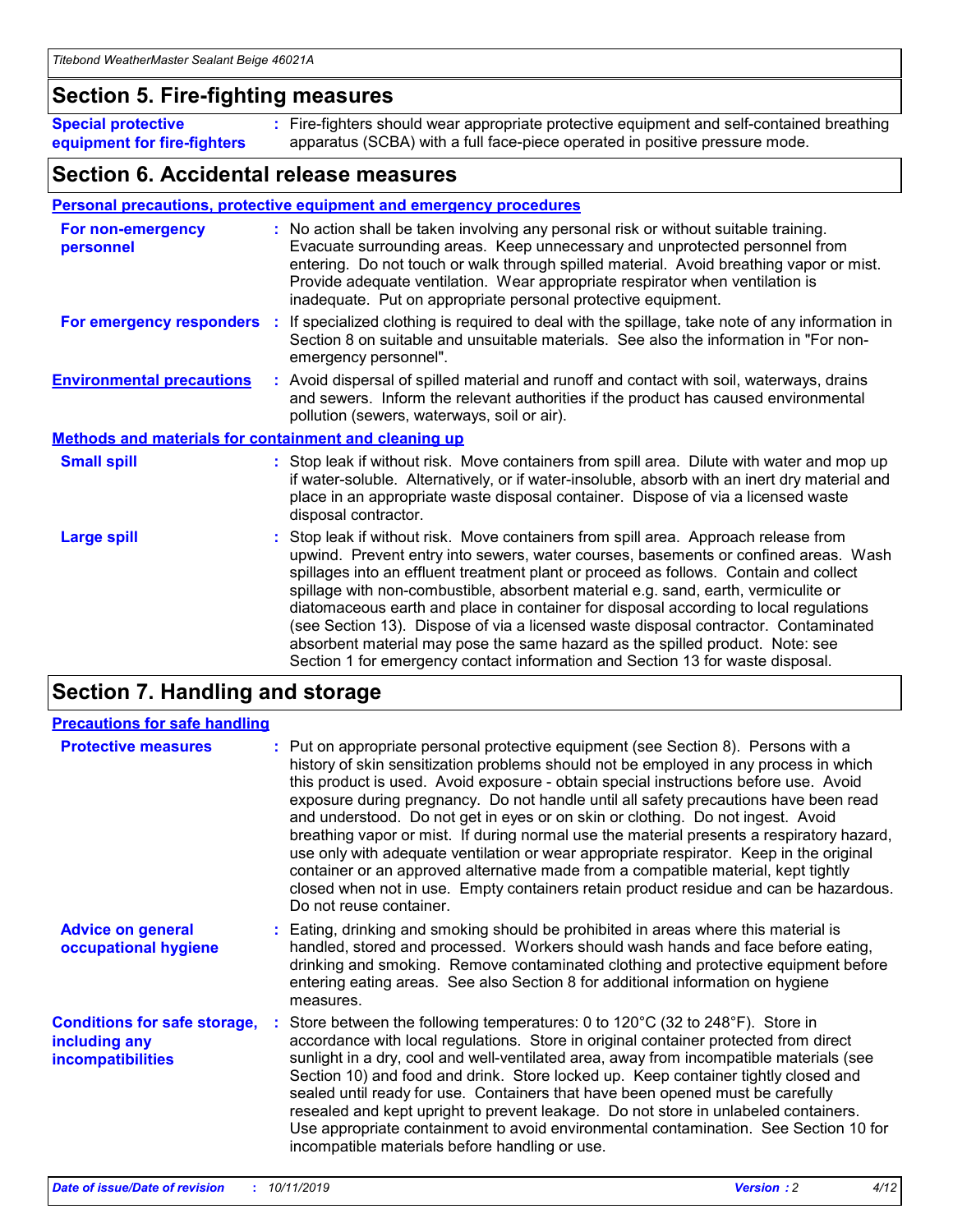## Section 5. Fire-fighting measures

**Special protective equipment for fire-fighters** : Fire-fighters should wear appropriate protective equipment and self-contained breathing apparatus (SCBA) with a full face-piece operated in positive pressure mode.

## Section 6. Accidental release measures

### Personal precautions, protective equipment and emergency procedures

**For non-emergency personnel** : No action shall be taken involving any personal risk or without suitable training. Evacuate surrounding areas. Keep unnecessary and unprotected personnel from entering. Do not touch or walk through spilled material. Avoid breathing vapor or mist. Provide adequate ventilation. Wear appropriate respirator when ventilation is inadequate. Put on appropriate personal protective equipment.

**For emergency responders** : If specialized clothing is required to deal with the spillage, take note of any information in Section 8 on suitable and unsuitable materials. See also the information in "For non-emergency personnel".

**Environmental precautions** : Avoid dispersal of spilled material and runoff and contact with soil, waterways, drains and sewers. Inform the relevant authorities if the product has caused environmental pollution (sewers, waterways, soil or air).

### Methods and materials for containment and cleaning up

**Small spill** : Stop leak if without risk. Move containers from spill area. Dilute with water and mop up if water-soluble. Alternatively, or if water-insoluble, absorb with an inert dry material and place in an appropriate waste disposal container. Dispose of via a licensed waste disposal contractor.

**Large spill** : Stop leak if without risk. Move containers from spill area. Approach release from upwind. Prevent entry into sewers, water courses, basements or confined areas. Wash spillages into an effluent treatment plant or proceed as follows. Contain and collect spillage with non-combustible, absorbent material e.g. sand, earth, vermiculite or diatomaceous earth and place in container for disposal according to local regulations (see Section 13). Dispose of via a licensed waste disposal contractor. Contaminated absorbent material may pose the same hazard as the spilled product. Note: see Section 1 for emergency contact information and Section 13 for waste disposal.

## Section 7. Handling and storage

### Precautions for safe handling

**Protective measures** : Put on appropriate personal protective equipment (see Section 8). Persons with a history of skin sensitization problems should not be employed in any process in which this product is used. Avoid exposure - obtain special instructions before use. Avoid exposure during pregnancy. Do not handle until all safety precautions have been read and understood. Do not get in eyes or on skin or clothing. Do not ingest. Avoid breathing vapor or mist. If during normal use the material presents a respiratory hazard, use only with adequate ventilation or wear appropriate respirator. Keep in the original container or an approved alternative made from a compatible material, kept tightly closed when not in use. Empty containers retain product residue and can be hazardous. Do not reuse container.

**Advice on general occupational hygiene** : Eating, drinking and smoking should be prohibited in areas where this material is handled, stored and processed. Workers should wash hands and face before eating, drinking and smoking. Remove contaminated clothing and protective equipment before entering eating areas. See also Section 8 for additional information on hygiene measures.

**Conditions for safe storage, including any incompatibilities** : Store between the following temperatures: 0 to 120°C (32 to 248°F). Store in accordance with local regulations. Store in original container protected from direct sunlight in a dry, cool and well-ventilated area, away from incompatible materials (see Section 10) and food and drink. Store locked up. Keep container tightly closed and sealed until ready for use. Containers that have been opened must be carefully resealed and kept upright to prevent leakage. Do not store in unlabeled containers. Use appropriate containment to avoid environmental contamination. See Section 10 for incompatible materials before handling or use.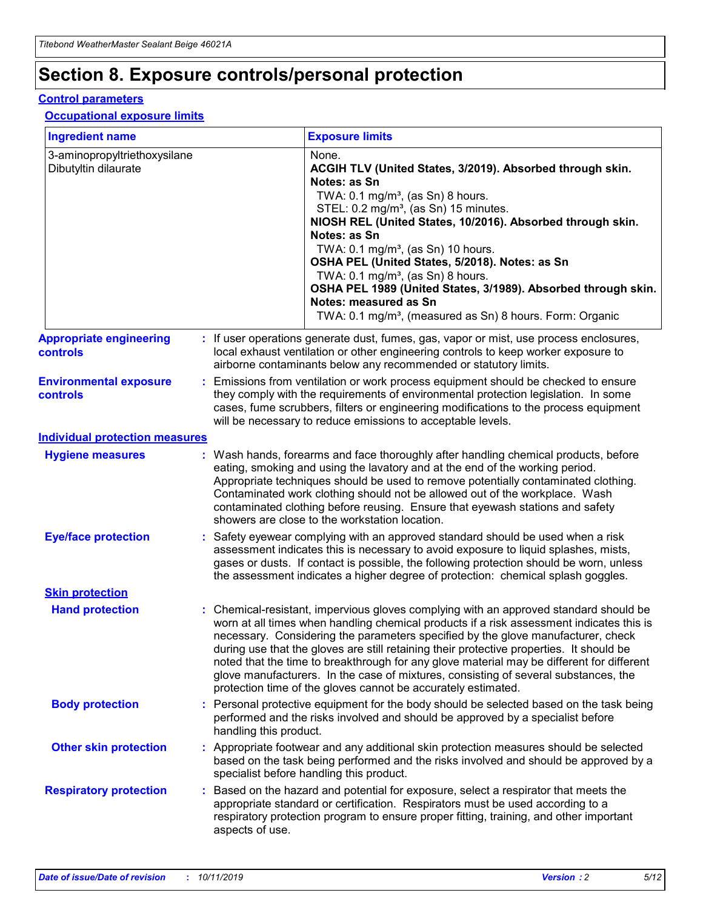# Section 8. Exposure controls/personal protection

## Control parameters

### Occupational exposure limits

| Ingredient name | Exposure limits |
|---|---|
| 3-aminopropyltriethoxysilane<br>Dibutyltin dilaurate | None.<br>**ACGIH TLV (United States, 3/2019). Absorbed through skin. Notes: as Sn**<br>TWA: 0.1 mg/m³, (as Sn) 8 hours.<br>STEL: 0.2 mg/m³, (as Sn) 15 minutes.<br>**NIOSH REL (United States, 10/2016). Absorbed through skin. Notes: as Sn**<br>TWA: 0.1 mg/m³, (as Sn) 10 hours.<br>**OSHA PEL (United States, 5/2018). Notes: as Sn**<br>TWA: 0.1 mg/m³, (as Sn) 8 hours.<br>**OSHA PEL 1989 (United States, 3/1989). Absorbed through skin. Notes: measured as Sn**<br>TWA: 0.1 mg/m³, (measured as Sn) 8 hours. Form: Organic |

**Appropriate engineering controls** : If user operations generate dust, fumes, gas, vapor or mist, use process enclosures, local exhaust ventilation or other engineering controls to keep worker exposure to airborne contaminants below any recommended or statutory limits.

**Environmental exposure controls** : Emissions from ventilation or work process equipment should be checked to ensure they comply with the requirements of environmental protection legislation. In some cases, fume scrubbers, filters or engineering modifications to the process equipment will be necessary to reduce emissions to acceptable levels.

## Individual protection measures

**Hygiene measures** : Wash hands, forearms and face thoroughly after handling chemical products, before eating, smoking and using the lavatory and at the end of the working period. Appropriate techniques should be used to remove potentially contaminated clothing. Contaminated work clothing should not be allowed out of the workplace. Wash contaminated clothing before reusing. Ensure that eyewash stations and safety showers are close to the workstation location.

**Eye/face protection** : Safety eyewear complying with an approved standard should be used when a risk assessment indicates this is necessary to avoid exposure to liquid splashes, mists, gases or dusts. If contact is possible, the following protection should be worn, unless the assessment indicates a higher degree of protection: chemical splash goggles.

### Skin protection

**Hand protection** : Chemical-resistant, impervious gloves complying with an approved standard should be worn at all times when handling chemical products if a risk assessment indicates this is necessary. Considering the parameters specified by the glove manufacturer, check during use that the gloves are still retaining their protective properties. It should be noted that the time to breakthrough for any glove material may be different for different glove manufacturers. In the case of mixtures, consisting of several substances, the protection time of the gloves cannot be accurately estimated.

**Body protection** : Personal protective equipment for the body should be selected based on the task being performed and the risks involved and should be approved by a specialist before handling this product.

**Other skin protection** : Appropriate footwear and any additional skin protection measures should be selected based on the task being performed and the risks involved and should be approved by a specialist before handling this product.

**Respiratory protection** : Based on the hazard and potential for exposure, select a respirator that meets the appropriate standard or certification. Respirators must be used according to a respiratory protection program to ensure proper fitting, training, and other important aspects of use.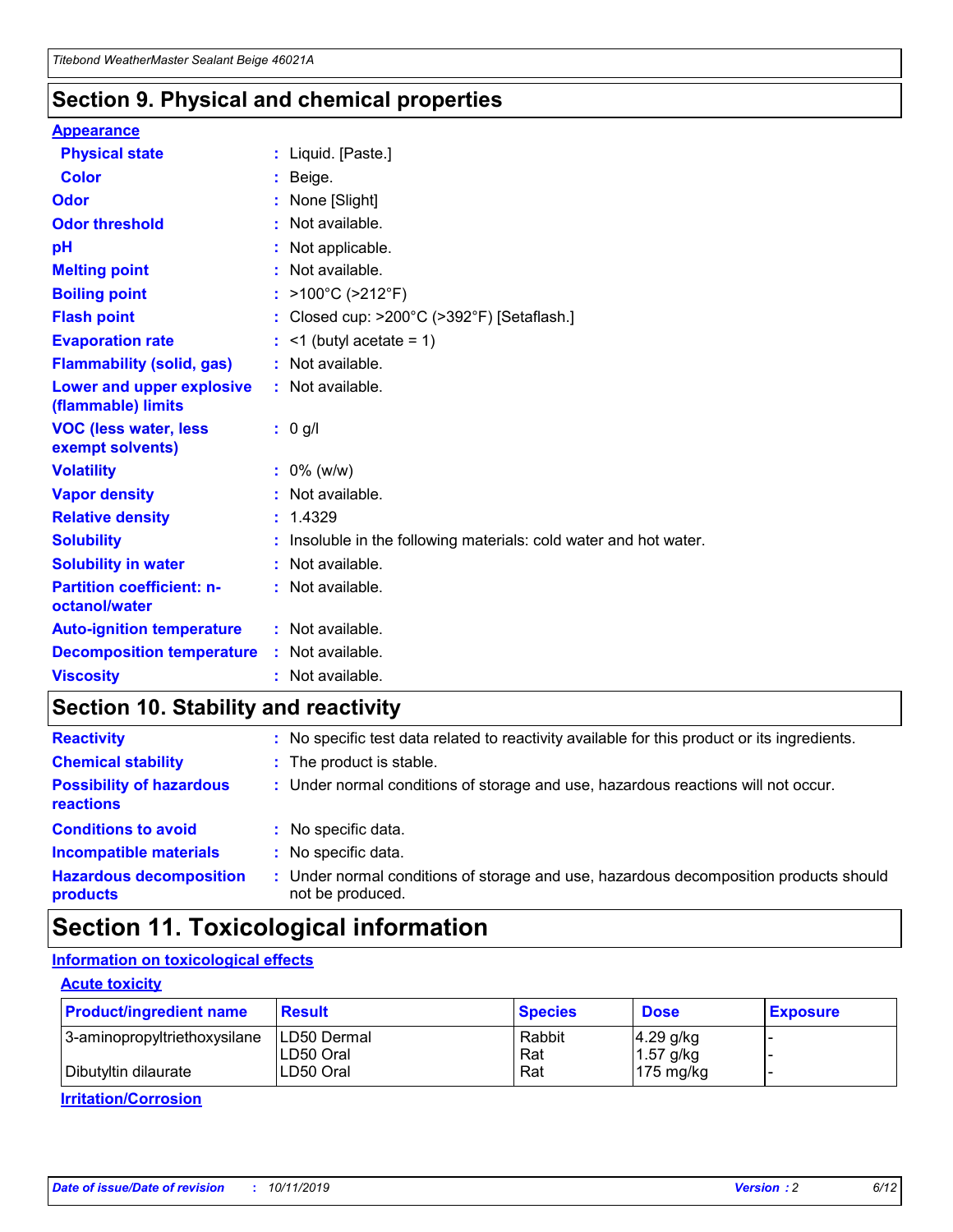## Section 9. Physical and chemical properties

**Appearance**

| | |
|---|---|
| **Physical state** | : Liquid. [Paste.] |
| **Color** | : Beige. |
| **Odor** | : None [Slight] |
| **Odor threshold** | : Not available. |
| **pH** | : Not applicable. |
| **Melting point** | : Not available. |
| **Boiling point** | : >100°C (>212°F) |
| **Flash point** | : Closed cup: >200°C (>392°F) [Setaflash.] |
| **Evaporation rate** | : <1 (butyl acetate = 1) |
| **Flammability (solid, gas)** | : Not available. |
| **Lower and upper explosive (flammable) limits** | : Not available. |
| **VOC (less water, less exempt solvents)** | : 0 g/l |
| **Volatility** | : 0% (w/w) |
| **Vapor density** | : Not available. |
| **Relative density** | : 1.4329 |
| **Solubility** | : Insoluble in the following materials: cold water and hot water. |
| **Solubility in water** | : Not available. |
| **Partition coefficient: n-octanol/water** | : Not available. |
| **Auto-ignition temperature** | : Not available. |
| **Decomposition temperature** | : Not available. |
| **Viscosity** | : Not available. |

## Section 10. Stability and reactivity

| | |
|---|---|
| **Reactivity** | : No specific test data related to reactivity available for this product or its ingredients. |
| **Chemical stability** | : The product is stable. |
| **Possibility of hazardous reactions** | : Under normal conditions of storage and use, hazardous reactions will not occur. |
| **Conditions to avoid** | : No specific data. |
| **Incompatible materials** | : No specific data. |
| **Hazardous decomposition products** | : Under normal conditions of storage and use, hazardous decomposition products should not be produced. |

## Section 11. Toxicological information

**Information on toxicological effects**

**Acute toxicity**

| Product/ingredient name | Result | Species | Dose | Exposure |
|---|---|---|---|---|
| 3-aminopropyltriethoxysilane | LD50 Dermal | Rabbit | 4.29 g/kg | - |
| | LD50 Oral | Rat | 1.57 g/kg | - |
| Dibutyltin dilaurate | LD50 Oral | Rat | 175 mg/kg | - |

**Irritation/Corrosion**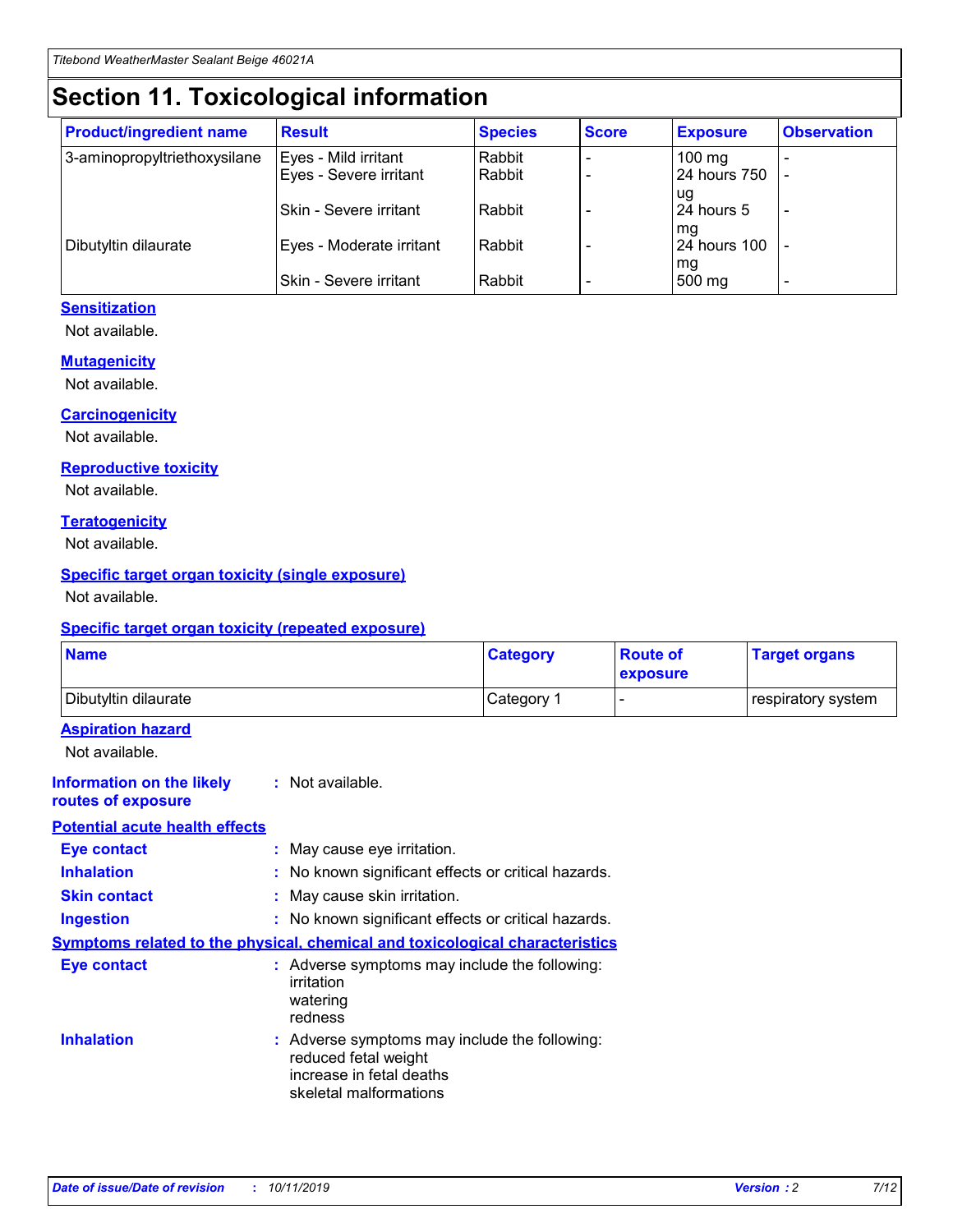# Section 11. Toxicological information

| Product/ingredient name | Result | Species | Score | Exposure | Observation |
|---|---|---|---|---|---|
| 3-aminopropyltriethoxysilane | Eyes - Mild irritant | Rabbit | - | 100 mg | - |
| | Eyes - Severe irritant | Rabbit | - | 24 hours 750 ug | - |
| | Skin - Severe irritant | Rabbit | - | 24 hours 5 mg | - |
| Dibutyltin dilaurate | Eyes - Moderate irritant | Rabbit | - | 24 hours 100 mg | - |
| | Skin - Severe irritant | Rabbit | - | 500 mg | - |

**Sensitization**

Not available.

**Mutagenicity**

Not available.

**Carcinogenicity**

Not available.

**Reproductive toxicity**

Not available.

**Teratogenicity**

Not available.

**Specific target organ toxicity (single exposure)**

Not available.

**Specific target organ toxicity (repeated exposure)**

| Name | Category | Route of exposure | Target organs |
|---|---|---|---|
| Dibutyltin dilaurate | Category 1 | - | respiratory system |

**Aspiration hazard**

Not available.

**Information on the likely routes of exposure** : Not available.

**Potential acute health effects**

**Eye contact** : May cause eye irritation.

**Inhalation** : No known significant effects or critical hazards.

**Skin contact** : May cause skin irritation.

**Ingestion** : No known significant effects or critical hazards.

**Symptoms related to the physical, chemical and toxicological characteristics**

**Eye contact** : Adverse symptoms may include the following:
irritation
watering
redness

**Inhalation** : Adverse symptoms may include the following:
reduced fetal weight
increase in fetal deaths
skeletal malformations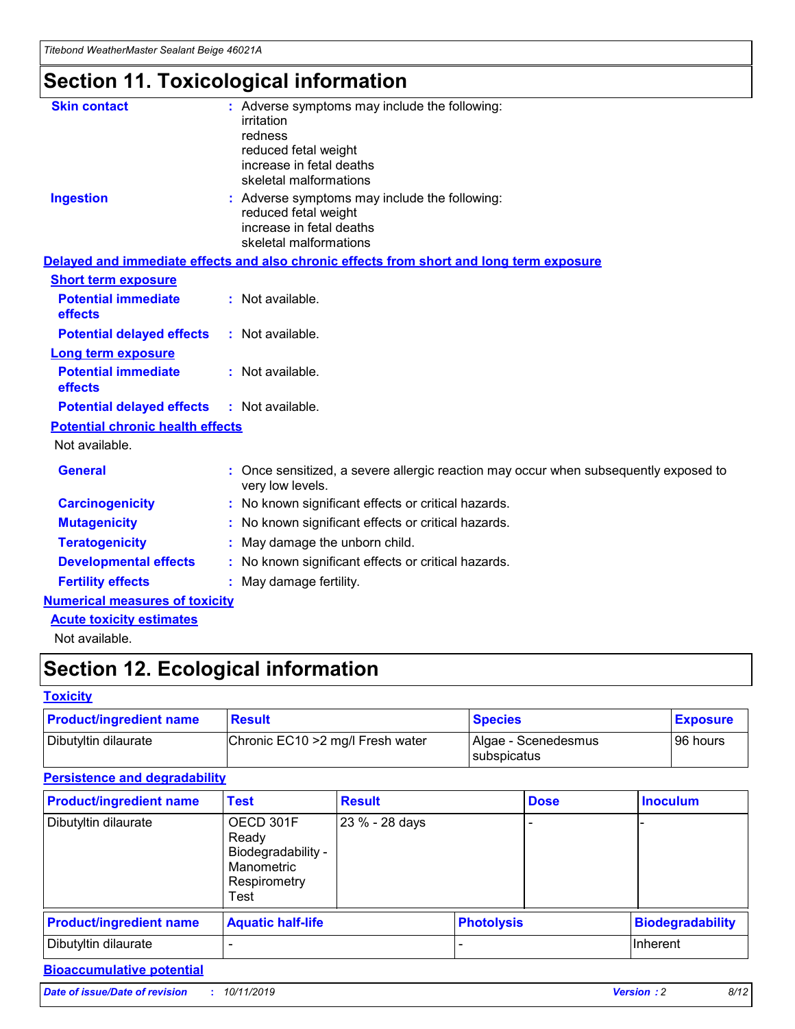# Section 11. Toxicological information

**Skin contact** : Adverse symptoms may include the following:
irritation
redness
reduced fetal weight
increase in fetal deaths
skeletal malformations

**Ingestion** : Adverse symptoms may include the following:
reduced fetal weight
increase in fetal deaths
skeletal malformations

**Delayed and immediate effects and also chronic effects from short and long term exposure**

**Short term exposure**

**Potential immediate effects** : Not available.

**Potential delayed effects** : Not available.

**Long term exposure**

**Potential immediate effects** : Not available.

**Potential delayed effects** : Not available.

**Potential chronic health effects**

Not available.

**General** : Once sensitized, a severe allergic reaction may occur when subsequently exposed to very low levels.

**Carcinogenicity** : No known significant effects or critical hazards.

**Mutagenicity** : No known significant effects or critical hazards.

**Teratogenicity** : May damage the unborn child.

**Developmental effects** : No known significant effects or critical hazards.

**Fertility effects** : May damage fertility.

**Numerical measures of toxicity**

**Acute toxicity estimates**

Not available.

# Section 12. Ecological information

**Toxicity**

| Product/ingredient name | Result | Species | Exposure |
|---|---|---|---|
| Dibutyltin dilaurate | Chronic EC10 >2 mg/l Fresh water | Algae - Scenedesmus subspicatus | 96 hours |

**Persistence and degradability**

| Product/ingredient name | Test | Result | Dose | Inoculum |
|---|---|---|---|---|
| Dibutyltin dilaurate | OECD 301F Ready Biodegradability - Manometric Respirometry Test | 23 % - 28 days | - | - |

| Product/ingredient name | Aquatic half-life | Photolysis | Biodegradability |
|---|---|---|---|
| Dibutyltin dilaurate | - | - | Inherent |

**Bioaccumulative potential**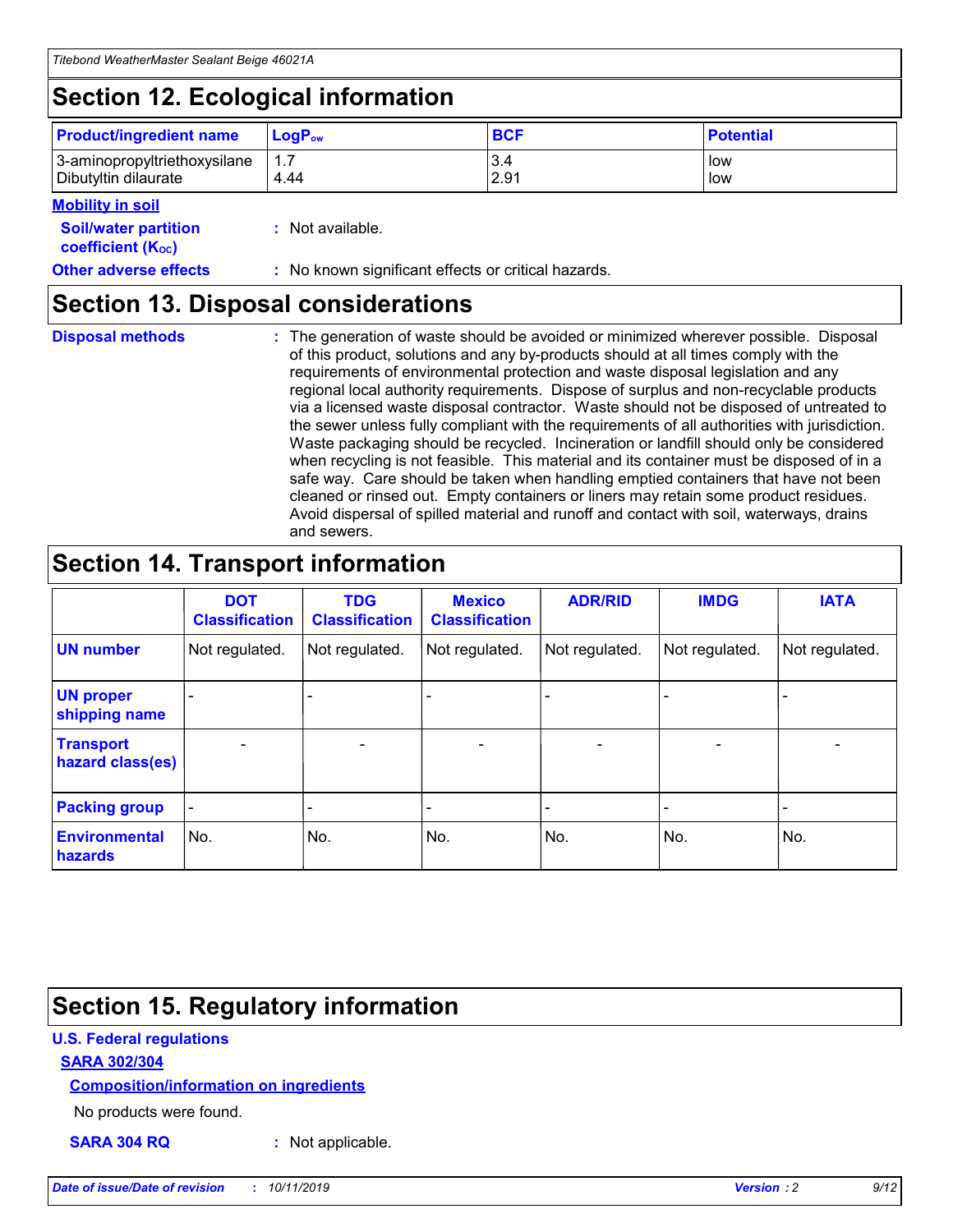# Section 12. Ecological information

| Product/ingredient name | $LogP_{ow}$ | BCF | Potential |
| --- | --- | --- | --- |
| 3-aminopropyltriethoxysilane | 1.7 | 3.4 | low |
| Dibutyltin dilaurate | 4.44 | 2.91 | low |

**Mobility in soil**

**Soil/water partition coefficient ($K_{OC}$)** : Not available.

**Other adverse effects** : No known significant effects or critical hazards.

# Section 13. Disposal considerations

**Disposal methods** : The generation of waste should be avoided or minimized wherever possible. Disposal of this product, solutions and any by-products should at all times comply with the requirements of environmental protection and waste disposal legislation and any regional local authority requirements. Dispose of surplus and non-recyclable products via a licensed waste disposal contractor. Waste should not be disposed of untreated to the sewer unless fully compliant with the requirements of all authorities with jurisdiction. Waste packaging should be recycled. Incineration or landfill should only be considered when recycling is not feasible. This material and its container must be disposed of in a safe way. Care should be taken when handling emptied containers that have not been cleaned or rinsed out. Empty containers or liners may retain some product residues. Avoid dispersal of spilled material and runoff and contact with soil, waterways, drains and sewers.

# Section 14. Transport information

| | DOT Classification | TDG Classification | Mexico Classification | ADR/RID | IMDG | IATA |
| --- | --- | --- | --- | --- | --- | --- |
| UN number | Not regulated. | Not regulated. | Not regulated. | Not regulated. | Not regulated. | Not regulated. |
| UN proper shipping name | - | - | - | - | - | - |
| Transport hazard class(es) | - | - | - | - | - | - |
| Packing group | - | - | - | - | - | - |
| Environmental hazards | No. | No. | No. | No. | No. | No. |

# Section 15. Regulatory information

**U.S. Federal regulations**

**SARA 302/304**

**Composition/information on ingredients**

No products were found.

**SARA 304 RQ** : Not applicable.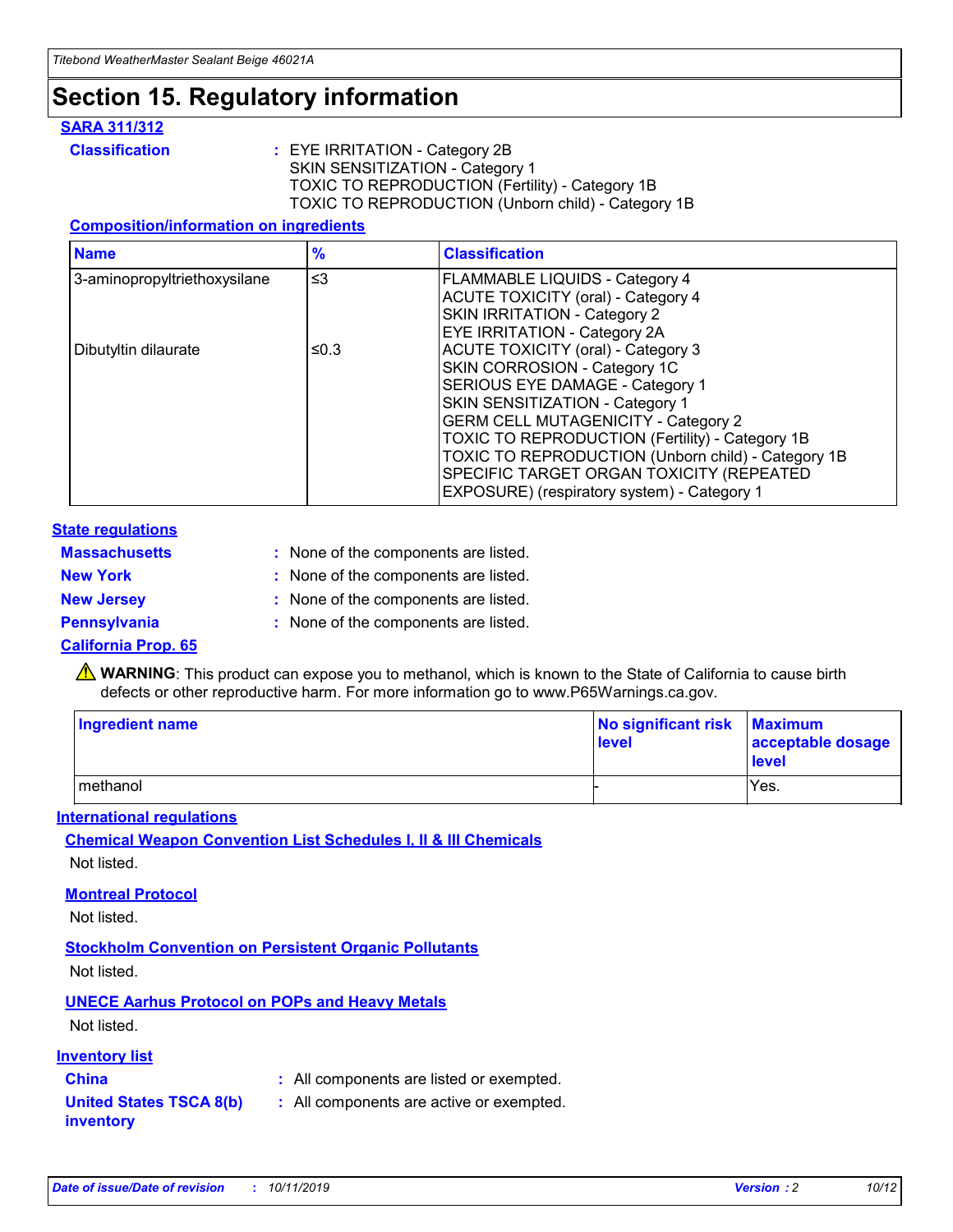# Section 15. Regulatory information

**SARA 311/312**

**Classification** : EYE IRRITATION - Category 2B
SKIN SENSITIZATION - Category 1
TOXIC TO REPRODUCTION (Fertility) - Category 1B
TOXIC TO REPRODUCTION (Unborn child) - Category 1B

**Composition/information on ingredients**

| Name | % | Classification |
|---|---|---|
| 3-aminopropyltriethoxysilane | ≤3 | FLAMMABLE LIQUIDS - Category 4<br>ACUTE TOXICITY (oral) - Category 4<br>SKIN IRRITATION - Category 2<br>EYE IRRITATION - Category 2A |
| Dibutyltin dilaurate | ≤0.3 | ACUTE TOXICITY (oral) - Category 3<br>SKIN CORROSION - Category 1C<br>SERIOUS EYE DAMAGE - Category 1<br>SKIN SENSITIZATION - Category 1<br>GERM CELL MUTAGENICITY - Category 2<br>TOXIC TO REPRODUCTION (Fertility) - Category 1B<br>TOXIC TO REPRODUCTION (Unborn child) - Category 1B<br>SPECIFIC TARGET ORGAN TOXICITY (REPEATED EXPOSURE) (respiratory system) - Category 1 |

**State regulations**

**Massachusetts** : None of the components are listed.

**New York** : None of the components are listed.

**New Jersey** : None of the components are listed.

**Pennsylvania** : None of the components are listed.

**California Prop. 65**

⚠ **WARNING**: This product can expose you to methanol, which is known to the State of California to cause birth defects or other reproductive harm. For more information go to www.P65Warnings.ca.gov.

| Ingredient name | No significant risk level | Maximum acceptable dosage level |
|---|---|---|
| methanol | - | Yes. |

**International regulations**

**Chemical Weapon Convention List Schedules I, II & III Chemicals**

Not listed.

**Montreal Protocol**

Not listed.

**Stockholm Convention on Persistent Organic Pollutants**

Not listed.

**UNECE Aarhus Protocol on POPs and Heavy Metals**

Not listed.

**Inventory list**

**China** : All components are listed or exempted.

**United States TSCA 8(b) inventory** : All components are active or exempted.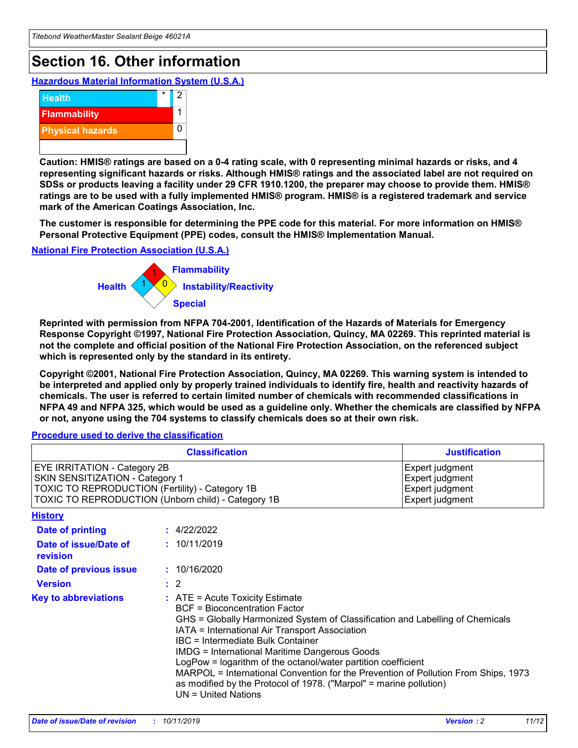# Section 16. Other information

### Hazardous Material Information System (U.S.A.)

| | | |
|---|---|---|
| Health | * | 2 |
| Flammability | | 1 |
| Physical hazards | | 0 |
| | | |

**Caution: HMIS® ratings are based on a 0-4 rating scale, with 0 representing minimal hazards or risks, and 4 representing significant hazards or risks. Although HMIS® ratings and the associated label are not required on SDSs or products leaving a facility under 29 CFR 1910.1200, the preparer may choose to provide them. HMIS® ratings are to be used with a fully implemented HMIS® program. HMIS® is a registered trademark and service mark of the American Coatings Association, Inc.**

**The customer is responsible for determining the PPE code for this material. For more information on HMIS® Personal Protective Equipment (PPE) codes, consult the HMIS® Implementation Manual.**

### National Fire Protection Association (U.S.A.)

Flammability: 1
Health: 1
Instability/Reactivity: 0
Special:

**Reprinted with permission from NFPA 704-2001, Identification of the Hazards of Materials for Emergency Response Copyright ©1997, National Fire Protection Association, Quincy, MA 02269. This reprinted material is not the complete and official position of the National Fire Protection Association, on the referenced subject which is represented only by the standard in its entirety.**

**Copyright ©2001, National Fire Protection Association, Quincy, MA 02269. This warning system is intended to be interpreted and applied only by properly trained individuals to identify fire, health and reactivity hazards of chemicals. The user is referred to certain limited number of chemicals with recommended classifications in NFPA 49 and NFPA 325, which would be used as a guideline only. Whether the chemicals are classified by NFPA or not, anyone using the 704 systems to classify chemicals does so at their own risk.**

### Procedure used to derive the classification

| Classification | Justification |
|---|---|
| EYE IRRITATION - Category 2B | Expert judgment |
| SKIN SENSITIZATION - Category 1 | Expert judgment |
| TOXIC TO REPRODUCTION (Fertility) - Category 1B | Expert judgment |
| TOXIC TO REPRODUCTION (Unborn child) - Category 1B | Expert judgment |

### History

**Date of printing** : 4/22/2022

**Date of issue/Date of revision** : 10/11/2019

**Date of previous issue** : 10/16/2020

**Version** : 2

**Key to abbreviations** :
ATE = Acute Toxicity Estimate
BCF = Bioconcentration Factor
GHS = Globally Harmonized System of Classification and Labelling of Chemicals
IATA = International Air Transport Association
IBC = Intermediate Bulk Container
IMDG = International Maritime Dangerous Goods
LogPow = logarithm of the octanol/water partition coefficient
MARPOL = International Convention for the Prevention of Pollution From Ships, 1973 as modified by the Protocol of 1978. ("Marpol" = marine pollution)
UN = United Nations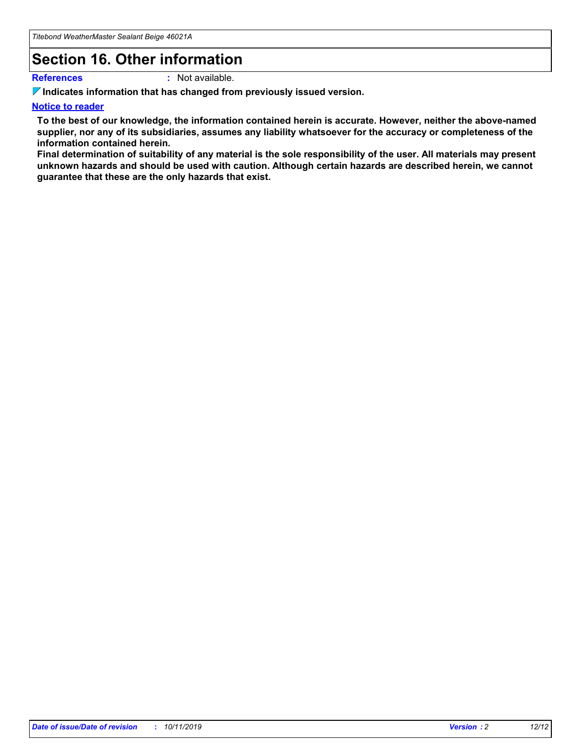# Section 16. Other information

**References** : Not available.

**Indicates information that has changed from previously issued version.**

**Notice to reader**

**To the best of our knowledge, the information contained herein is accurate. However, neither the above-named supplier, nor any of its subsidiaries, assumes any liability whatsoever for the accuracy or completeness of the information contained herein.**

**Final determination of suitability of any material is the sole responsibility of the user. All materials may present unknown hazards and should be used with caution. Although certain hazards are described herein, we cannot guarantee that these are the only hazards that exist.**